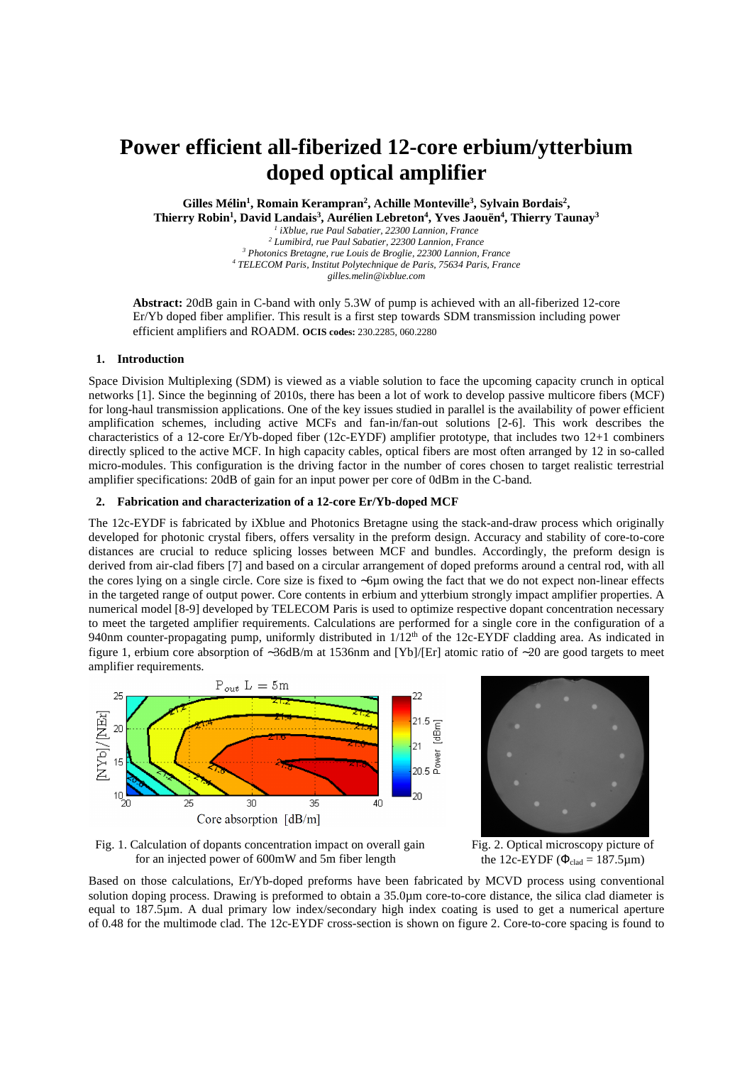# Power efficient all-fiberized 12-core erbium/ytterbium doped optical amplifier

**Gilles Mélin[1], Romain Kerampran[2], Achille Monteville[3], Sylvain Bordais[2], Thierry Robin[1], David Landais[3], Aurélien Lebreton[4], Yves Jaouën[4], Thierry Taunay[3]**

[1] *iXblue, rue Paul Sabatier, 22300 Lannion, France*
[2] *Lumibird, rue Paul Sabatier, 22300 Lannion, France*
[3] *Photonics Bretagne, rue Louis de Broglie, 22300 Lannion, France*
[4] *TELECOM Paris, Institut Polytechnique de Paris, 75634 Paris, France*
*gilles.melin@ixblue.com*

**Abstract:** 20dB gain in C-band with only 5.3W of pump is achieved with an all-fiberized 12-core Er/Yb doped fiber amplifier. This result is a first step towards SDM transmission including power efficient amplifiers and ROADM. **OCIS codes:** 230.2285, 060.2280

## 1. Introduction

Space Division Multiplexing (SDM) is viewed as a viable solution to face the upcoming capacity crunch in optical networks [1]. Since the beginning of 2010s, there has been a lot of work to develop passive multicore fibers (MCF) for long-haul transmission applications. One of the key issues studied in parallel is the availability of power efficient amplification schemes, including active MCFs and fan-in/fan-out solutions [2-6]. This work describes the characteristics of a 12-core Er/Yb-doped fiber (12c-EYDF) amplifier prototype, that includes two 12+1 combiners directly spliced to the active MCF. In high capacity cables, optical fibers are most often arranged by 12 in so-called micro-modules. This configuration is the driving factor in the number of cores chosen to target realistic terrestrial amplifier specifications: 20dB of gain for an input power per core of 0dBm in the C-band.

## 2. Fabrication and characterization of a 12-core Er/Yb-doped MCF

The 12c-EYDF is fabricated by iXblue and Photonics Bretagne using the stack-and-draw process which originally developed for photonic crystal fibers, offers versality in the preform design. Accuracy and stability of core-to-core distances are crucial to reduce splicing losses between MCF and bundles. Accordingly, the preform design is derived from air-clad fibers [7] and based on a circular arrangement of doped preforms around a central rod, with all the cores lying on a single circle. Core size is fixed to ~6µm owing the fact that we do not expect non-linear effects in the targeted range of output power. Core contents in erbium and ytterbium strongly impact amplifier properties. A numerical model [8-9] developed by TELECOM Paris is used to optimize respective dopant concentration necessary to meet the targeted amplifier requirements. Calculations are performed for a single core in the configuration of a 940nm counter-propagating pump, uniformly distributed in 1/12$^{th}$ of the 12c-EYDF cladding area. As indicated in figure 1, erbium core absorption of ~36dB/m at 1536nm and [Yb]/[Er] atomic ratio of ~20 are good targets to meet amplifier requirements.

Fig. 1. Calculation of dopants concentration impact on overall gain for an injected power of 600mW and 5m fiber length

Fig. 2. Optical microscopy picture of the 12c-EYDF ($\Phi_{clad}$ = 187.5µm)

Based on those calculations, Er/Yb-doped preforms have been fabricated by MCVD process using conventional solution doping process. Drawing is preformed to obtain a 35.0µm core-to-core distance, the silica clad diameter is equal to 187.5µm. A dual primary low index/secondary high index coating is used to get a numerical aperture of 0.48 for the multimode clad. The 12c-EYDF cross-section is shown on figure 2. Core-to-core spacing is found to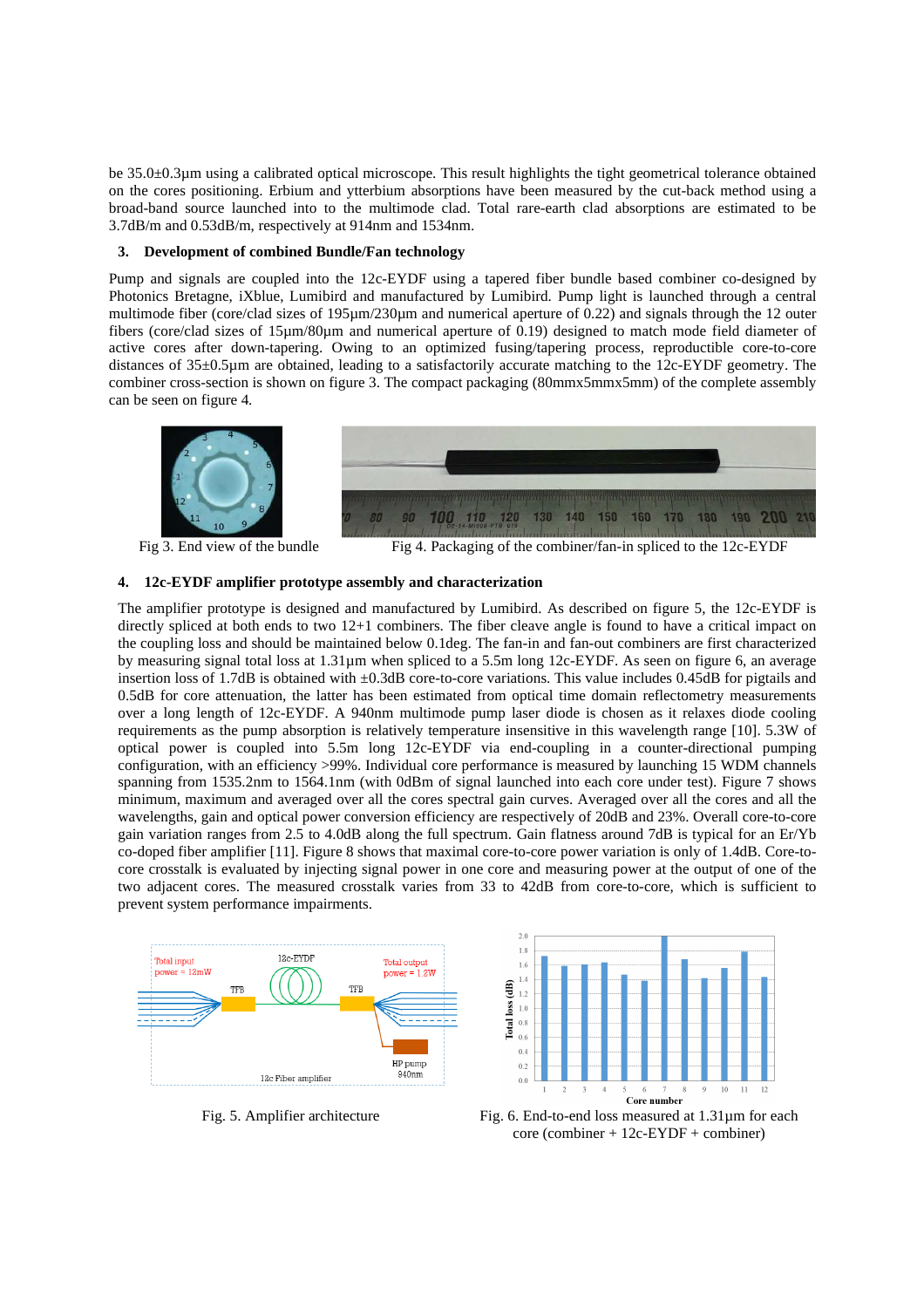be 35.0±0.3µm using a calibrated optical microscope. This result highlights the tight geometrical tolerance obtained on the cores positioning. Erbium and ytterbium absorptions have been measured by the cut-back method using a broad-band source launched into to the multimode clad. Total rare-earth clad absorptions are estimated to be 3.7dB/m and 0.53dB/m, respectively at 914nm and 1534nm.

### 3. Development of combined Bundle/Fan technology

Pump and signals are coupled into the 12c-EYDF using a tapered fiber bundle based combiner co-designed by Photonics Bretagne, iXblue, Lumibird and manufactured by Lumibird. Pump light is launched through a central multimode fiber (core/clad sizes of 195µm/230µm and numerical aperture of 0.22) and signals through the 12 outer fibers (core/clad sizes of 15µm/80µm and numerical aperture of 0.19) designed to match mode field diameter of active cores after down-tapering. Owing to an optimized fusing/tapering process, reproductible core-to-core distances of 35±0.5µm are obtained, leading to a satisfactorily accurate matching to the 12c-EYDF geometry. The combiner cross-section is shown on figure 3. The compact packaging (80mmx5mmx5mm) of the complete assembly can be seen on figure 4.

Fig 3. End view of the bundle

Fig 4. Packaging of the combiner/fan-in spliced to the 12c-EYDF

### 4. 12c-EYDF amplifier prototype assembly and characterization

The amplifier prototype is designed and manufactured by Lumibird. As described on figure 5, the 12c-EYDF is directly spliced at both ends to two 12+1 combiners. The fiber cleave angle is found to have a critical impact on the coupling loss and should be maintained below 0.1deg. The fan-in and fan-out combiners are first characterized by measuring signal total loss at 1.31µm when spliced to a 5.5m long 12c-EYDF. As seen on figure 6, an average insertion loss of 1.7dB is obtained with ±0.3dB core-to-core variations. This value includes 0.45dB for pigtails and 0.5dB for core attenuation, the latter has been estimated from optical time domain reflectometry measurements over a long length of 12c-EYDF. A 940nm multimode pump laser diode is chosen as it relaxes diode cooling requirements as the pump absorption is relatively temperature insensitive in this wavelength range [10]. 5.3W of optical power is coupled into 5.5m long 12c-EYDF via end-coupling in a counter-directional pumping configuration, with an efficiency >99%. Individual core performance is measured by launching 15 WDM channels spanning from 1535.2nm to 1564.1nm (with 0dBm of signal launched into each core under test). Figure 7 shows minimum, maximum and averaged over all the cores spectral gain curves. Averaged over all the cores and all the wavelengths, gain and optical power conversion efficiency are respectively of 20dB and 23%. Overall core-to-core gain variation ranges from 2.5 to 4.0dB along the full spectrum. Gain flatness around 7dB is typical for an Er/Yb co-doped fiber amplifier [11]. Figure 8 shows that maximal core-to-core power variation is only of 1.4dB. Core-to-core crosstalk is evaluated by injecting signal power in one core and measuring power at the output of one of the two adjacent cores. The measured crosstalk varies from 33 to 42dB from core-to-core, which is sufficient to prevent system performance impairments.

Fig. 5. Amplifier architecture

Fig. 6. End-to-end loss measured at 1.31µm for each core (combiner + 12c-EYDF + combiner)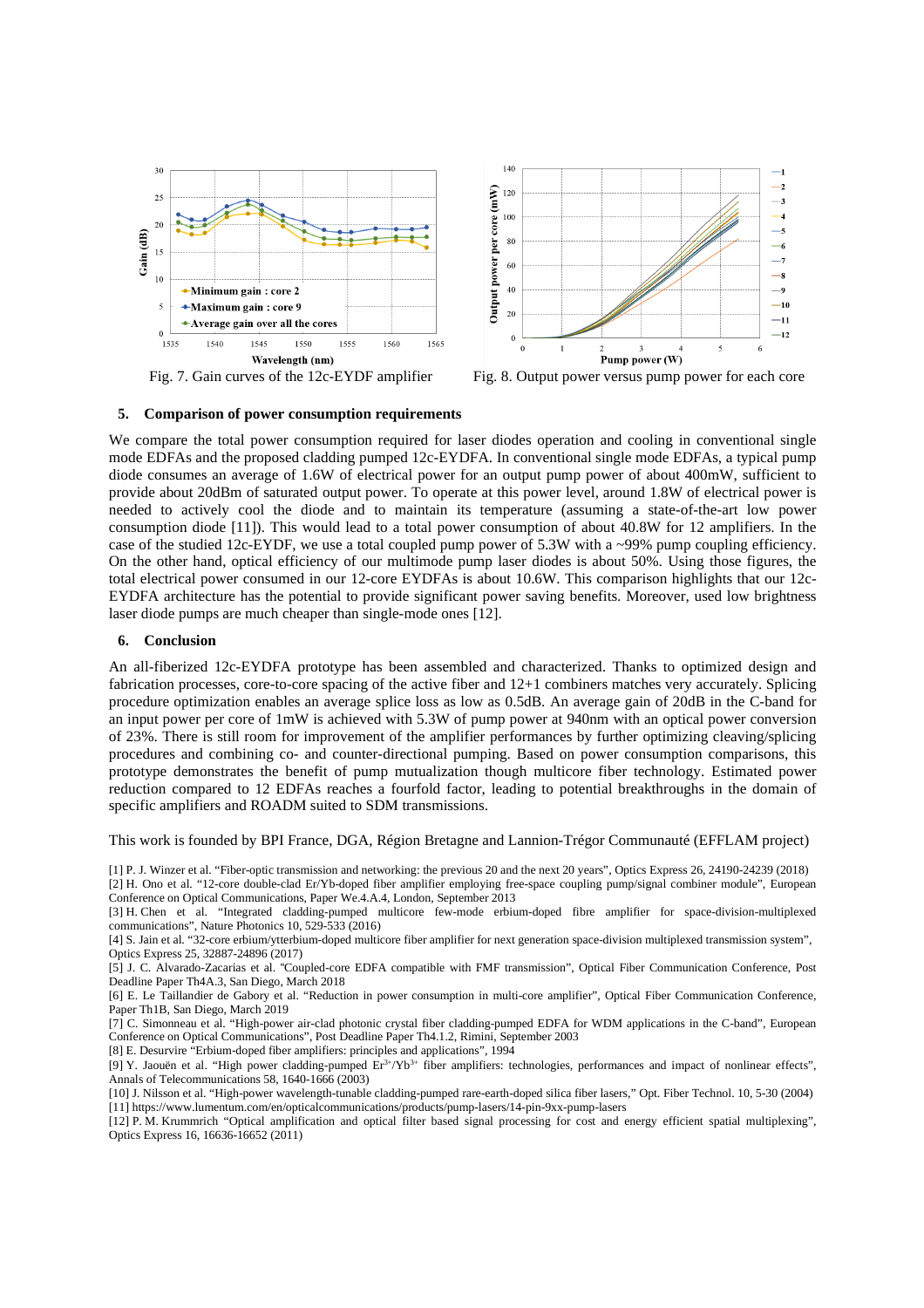30
25
20
15
10
5
0
Gain (dB)
1535 1540 1545 1550 1555 1560 1565
Wavelength (nm)
Minimum gain : core 2
Maximum gain : core 9
Average gain over all the cores

Fig. 7. Gain curves of the 12c-EYDF amplifier

140
120
100
80
60
40
20
0
Output power per core (mW)
0 1 2 3 4 5 6
Pump power (W)
1
2
3
4
5
6
7
8
9
10
11
12

Fig. 8. Output power versus pump power for each core

## 5. Comparison of power consumption requirements

We compare the total power consumption required for laser diodes operation and cooling in conventional single mode EDFAs and the proposed cladding pumped 12c-EYDFA. In conventional single mode EDFAs, a typical pump diode consumes an average of 1.6W of electrical power for an output pump power of about 400mW, sufficient to provide about 20dBm of saturated output power. To operate at this power level, around 1.8W of electrical power is needed to actively cool the diode and to maintain its temperature (assuming a state-of-the-art low power consumption diode [11]). This would lead to a total power consumption of about 40.8W for 12 amplifiers. In the case of the studied 12c-EYDF, we use a total coupled pump power of 5.3W with a ~99% pump coupling efficiency. On the other hand, optical efficiency of our multimode pump laser diodes is about 50%. Using those figures, the total electrical power consumed in our 12-core EYDFAs is about 10.6W. This comparison highlights that our 12c-EYDFA architecture has the potential to provide significant power saving benefits. Moreover, used low brightness laser diode pumps are much cheaper than single-mode ones [12].

## 6. Conclusion

An all-fiberized 12c-EYDFA prototype has been assembled and characterized. Thanks to optimized design and fabrication processes, core-to-core spacing of the active fiber and 12+1 combiners matches very accurately. Splicing procedure optimization enables an average splice loss as low as 0.5dB. An average gain of 20dB in the C-band for an input power per core of 1mW is achieved with 5.3W of pump power at 940nm with an optical power conversion of 23%. There is still room for improvement of the amplifier performances by further optimizing cleaving/splicing procedures and combining co- and counter-directional pumping. Based on power consumption comparisons, this prototype demonstrates the benefit of pump mutualization though multicore fiber technology. Estimated power reduction compared to 12 EDFAs reaches a fourfold factor, leading to potential breakthroughs in the domain of specific amplifiers and ROADM suited to SDM transmissions.

This work is founded by BPI France, DGA, Région Bretagne and Lannion-Trégor Communauté (EFFLAM project)

[1] P. J. Winzer et al. "Fiber-optic transmission and networking: the previous 20 and the next 20 years", Optics Express 26, 24190-24239 (2018)
[2] H. Ono et al. "12-core double-clad Er/Yb-doped fiber amplifier employing free-space coupling pump/signal combiner module", European Conference on Optical Communications, Paper We.4.A.4, London, September 2013
[3] H. Chen et al. "Integrated cladding-pumped multicore few-mode erbium-doped fibre amplifier for space-division-multiplexed communications", Nature Photonics 10, 529-533 (2016)
[4] S. Jain et al. "32-core erbium/ytterbium-doped multicore fiber amplifier for next generation space-division multiplexed transmission system", Optics Express 25, 32887-24896 (2017)
[5] J. C. Alvarado-Zacarias et al. "Coupled-core EDFA compatible with FMF transmission", Optical Fiber Communication Conference, Post Deadline Paper Th4A.3, San Diego, March 2018
[6] E. Le Taillandier de Gabory et al. "Reduction in power consumption in multi-core amplifier", Optical Fiber Communication Conference, Paper Th1B, San Diego, March 2019
[7] C. Simonneau et al. "High-power air-clad photonic crystal fiber cladding-pumped EDFA for WDM applications in the C-band", European Conference on Optical Communications", Post Deadline Paper Th4.1.2, Rimini, September 2003
[8] E. Desurvire "Erbium-doped fiber amplifiers: principles and applications", 1994
[9] Y. Jaouën et al. "High power cladding-pumped $Er^{3+}/Yb^{3+}$ fiber amplifiers: technologies, performances and impact of nonlinear effects", Annals of Telecommunications 58, 1640-1666 (2003)
[10] J. Nilsson et al. "High-power wavelength-tunable cladding-pumped rare-earth-doped silica fiber lasers," Opt. Fiber Technol. 10, 5-30 (2004)
[11] https://www.lumentum.com/en/opticalcommunications/products/pump-lasers/14-pin-9xx-pump-lasers
[12] P. M. Krummrich "Optical amplification and optical filter based signal processing for cost and energy efficient spatial multiplexing", Optics Express 16, 16636-16652 (2011)